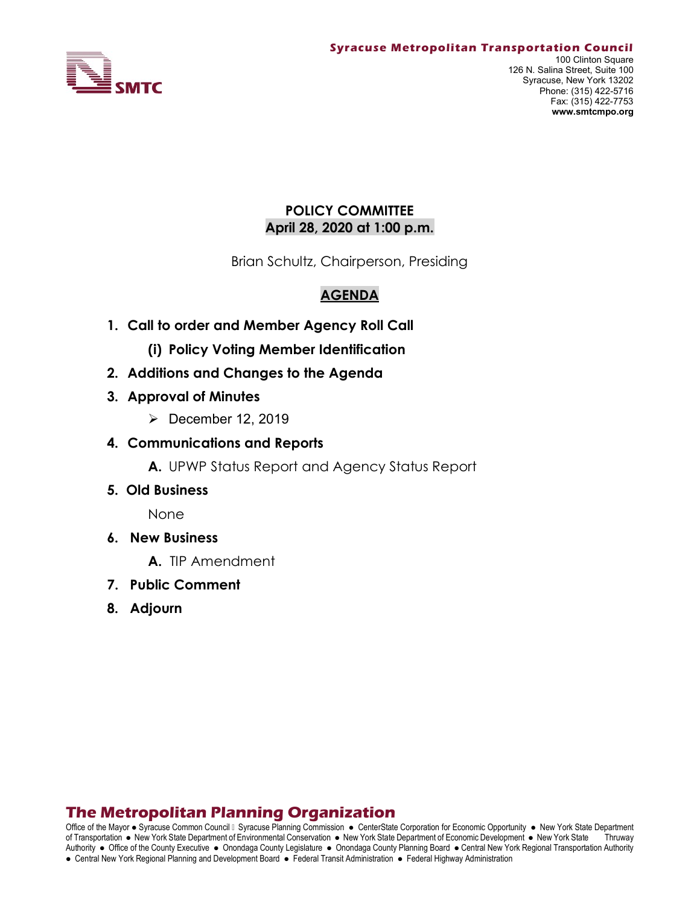**Syracuse Metropolitan Transportation Council**
100 Clinton Square
126 N. Salina Street, Suite 100
Syracuse, New York 13202
Phone: (315) 422-5716
Fax: (315) 422-7753
**www.smtcmpo.org**

SMTC

# POLICY COMMITTEE
## April 28, 2020 at 1:00 p.m.

Brian Schultz, Chairperson, Presiding

## AGENDA

1. **Call to order and Member Agency Roll Call**
   - **(i) Policy Voting Member Identification**
2. **Additions and Changes to the Agenda**
3. **Approval of Minutes**
   - December 12, 2019
4. **Communications and Reports**
   - **A.** UPWP Status Report and Agency Status Report
5. **Old Business**

   None
6. **New Business**
   - **A.** TIP Amendment
7. **Public Comment**
8. **Adjourn**

## The Metropolitan Planning Organization

Office of the Mayor ● Syracuse Common Council ● Syracuse Planning Commission ● CenterState Corporation for Economic Opportunity ● New York State Department of Transportation ● New York State Department of Environmental Conservation ● New York State Department of Economic Development ● New York State Thruway Authority ● Office of the County Executive ● Onondaga County Legislature ● Onondaga County Planning Board ● Central New York Regional Transportation Authority ● Central New York Regional Planning and Development Board ● Federal Transit Administration ● Federal Highway Administration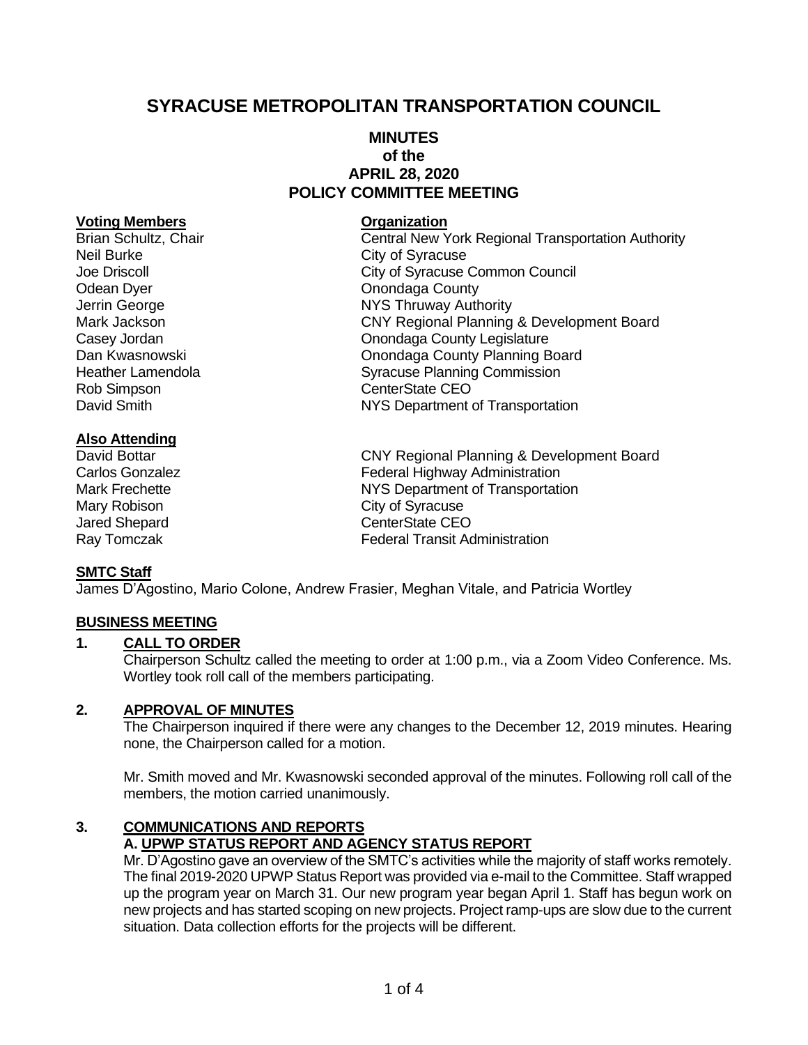# SYRACUSE METROPOLITAN TRANSPORTATION COUNCIL

## MINUTES
## of the
## APRIL 28, 2020
## POLICY COMMITTEE MEETING

| **Voting Members** | **Organization** |
|---|---|
| Brian Schultz, Chair | Central New York Regional Transportation Authority |
| Neil Burke | City of Syracuse |
| Joe Driscoll | City of Syracuse Common Council |
| Odean Dyer | Onondaga County |
| Jerrin George | NYS Thruway Authority |
| Mark Jackson | CNY Regional Planning & Development Board |
| Casey Jordan | Onondaga County Legislature |
| Dan Kwasnowski | Onondaga County Planning Board |
| Heather Lamendola | Syracuse Planning Commission |
| Rob Simpson | CenterState CEO |
| David Smith | NYS Department of Transportation |

**Also Attending**

| | |
|---|---|
| David Bottar | CNY Regional Planning & Development Board |
| Carlos Gonzalez | Federal Highway Administration |
| Mark Frechette | NYS Department of Transportation |
| Mary Robison | City of Syracuse |
| Jared Shepard | CenterState CEO |
| Ray Tomczak | Federal Transit Administration |

**SMTC Staff**

James D'Agostino, Mario Colone, Andrew Frasier, Meghan Vitale, and Patricia Wortley

**BUSINESS MEETING**

**1. CALL TO ORDER**

Chairperson Schultz called the meeting to order at 1:00 p.m., via a Zoom Video Conference. Ms. Wortley took roll call of the members participating.

**2. APPROVAL OF MINUTES**

The Chairperson inquired if there were any changes to the December 12, 2019 minutes. Hearing none, the Chairperson called for a motion.

Mr. Smith moved and Mr. Kwasnowski seconded approval of the minutes. Following roll call of the members, the motion carried unanimously.

**3. COMMUNICATIONS AND REPORTS**

**A. UPWP STATUS REPORT AND AGENCY STATUS REPORT**

Mr. D'Agostino gave an overview of the SMTC's activities while the majority of staff works remotely. The final 2019-2020 UPWP Status Report was provided via e-mail to the Committee. Staff wrapped up the program year on March 31. Our new program year began April 1. Staff has begun work on new projects and has started scoping on new projects. Project ramp-ups are slow due to the current situation. Data collection efforts for the projects will be different.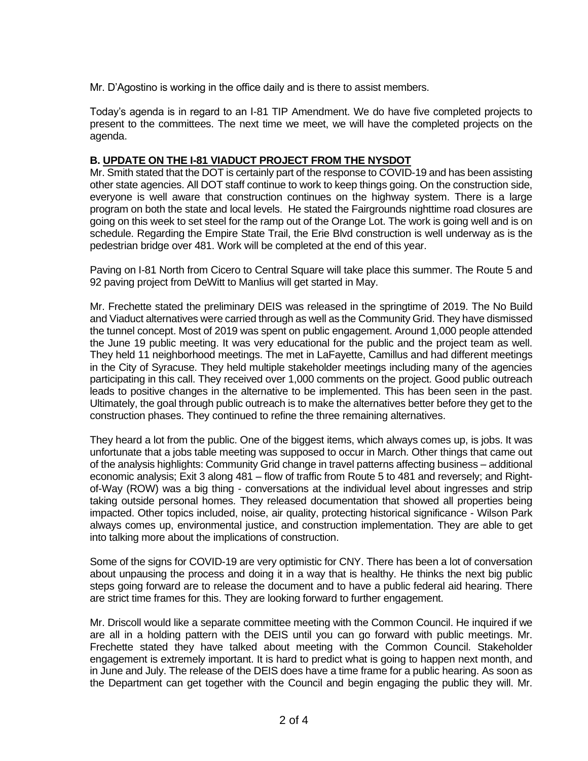Mr. D'Agostino is working in the office daily and is there to assist members.

Today's agenda is in regard to an I-81 TIP Amendment. We do have five completed projects to present to the committees. The next time we meet, we will have the completed projects on the agenda.

**B. UPDATE ON THE I-81 VIADUCT PROJECT FROM THE NYSDOT**

Mr. Smith stated that the DOT is certainly part of the response to COVID-19 and has been assisting other state agencies. All DOT staff continue to work to keep things going. On the construction side, everyone is well aware that construction continues on the highway system. There is a large program on both the state and local levels. He stated the Fairgrounds nighttime road closures are going on this week to set steel for the ramp out of the Orange Lot. The work is going well and is on schedule. Regarding the Empire State Trail, the Erie Blvd construction is well underway as is the pedestrian bridge over 481. Work will be completed at the end of this year.

Paving on I-81 North from Cicero to Central Square will take place this summer. The Route 5 and 92 paving project from DeWitt to Manlius will get started in May.

Mr. Frechette stated the preliminary DEIS was released in the springtime of 2019. The No Build and Viaduct alternatives were carried through as well as the Community Grid. They have dismissed the tunnel concept. Most of 2019 was spent on public engagement. Around 1,000 people attended the June 19 public meeting. It was very educational for the public and the project team as well. They held 11 neighborhood meetings. The met in LaFayette, Camillus and had different meetings in the City of Syracuse. They held multiple stakeholder meetings including many of the agencies participating in this call. They received over 1,000 comments on the project. Good public outreach leads to positive changes in the alternative to be implemented. This has been seen in the past. Ultimately, the goal through public outreach is to make the alternatives better before they get to the construction phases. They continued to refine the three remaining alternatives.

They heard a lot from the public. One of the biggest items, which always comes up, is jobs. It was unfortunate that a jobs table meeting was supposed to occur in March. Other things that came out of the analysis highlights: Community Grid change in travel patterns affecting business – additional economic analysis; Exit 3 along 481 – flow of traffic from Route 5 to 481 and reversely; and Right-of-Way (ROW) was a big thing - conversations at the individual level about ingresses and strip taking outside personal homes. They released documentation that showed all properties being impacted. Other topics included, noise, air quality, protecting historical significance - Wilson Park always comes up, environmental justice, and construction implementation. They are able to get into talking more about the implications of construction.

Some of the signs for COVID-19 are very optimistic for CNY. There has been a lot of conversation about unpausing the process and doing it in a way that is healthy. He thinks the next big public steps going forward are to release the document and to have a public federal aid hearing. There are strict time frames for this. They are looking forward to further engagement.

Mr. Driscoll would like a separate committee meeting with the Common Council. He inquired if we are all in a holding pattern with the DEIS until you can go forward with public meetings. Mr. Frechette stated they have talked about meeting with the Common Council. Stakeholder engagement is extremely important. It is hard to predict what is going to happen next month, and in June and July. The release of the DEIS does have a time frame for a public hearing. As soon as the Department can get together with the Council and begin engaging the public they will. Mr.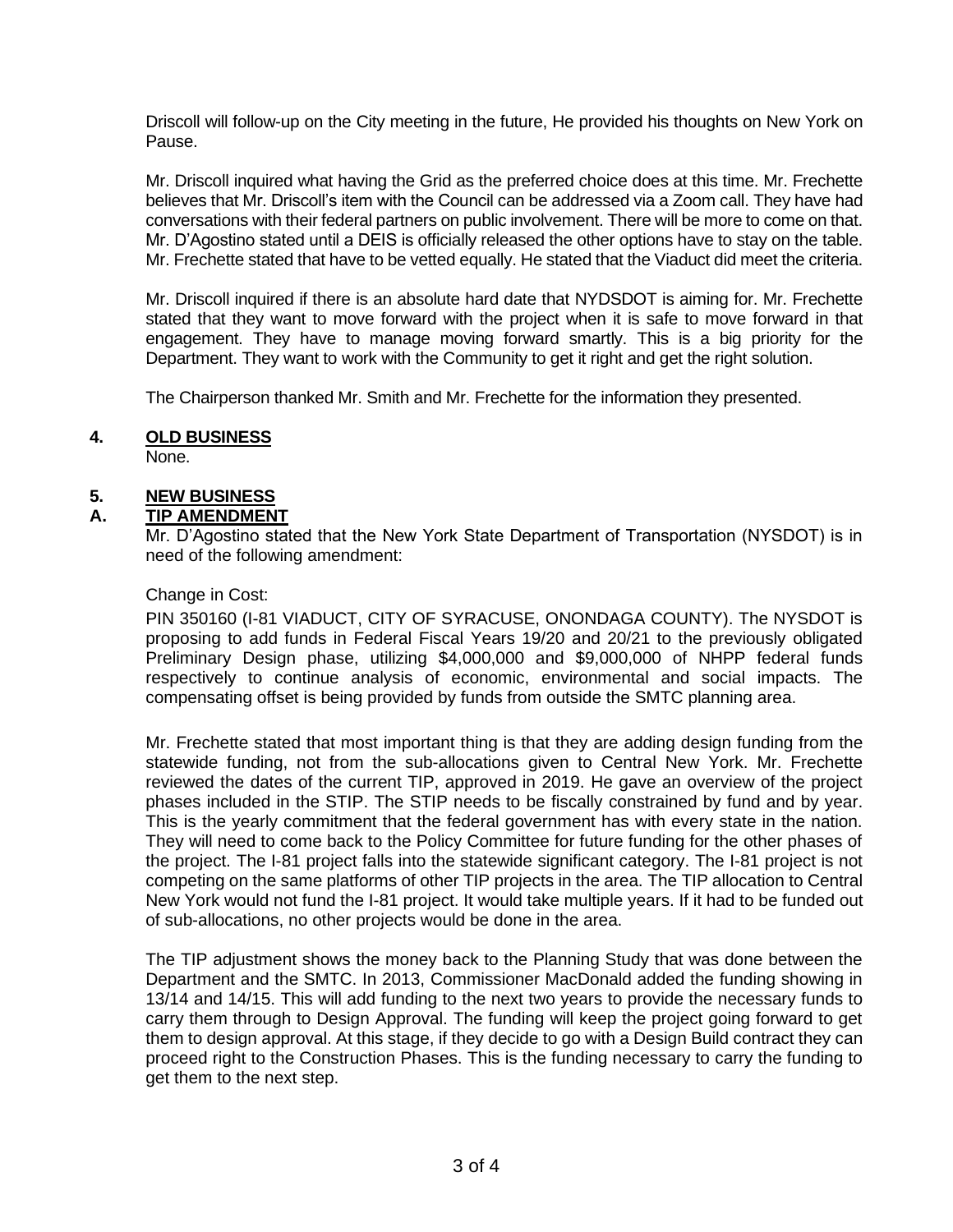Driscoll will follow-up on the City meeting in the future, He provided his thoughts on New York on Pause.

Mr. Driscoll inquired what having the Grid as the preferred choice does at this time. Mr. Frechette believes that Mr. Driscoll's item with the Council can be addressed via a Zoom call. They have had conversations with their federal partners on public involvement. There will be more to come on that. Mr. D'Agostino stated until a DEIS is officially released the other options have to stay on the table. Mr. Frechette stated that have to be vetted equally. He stated that the Viaduct did meet the criteria.

Mr. Driscoll inquired if there is an absolute hard date that NYDSDOT is aiming for. Mr. Frechette stated that they want to move forward with the project when it is safe to move forward in that engagement. They have to manage moving forward smartly. This is a big priority for the Department. They want to work with the Community to get it right and get the right solution.

The Chairperson thanked Mr. Smith and Mr. Frechette for the information they presented.

## 4. OLD BUSINESS

None.

## 5. NEW BUSINESS

### A. TIP AMENDMENT

Mr. D'Agostino stated that the New York State Department of Transportation (NYSDOT) is in need of the following amendment:

Change in Cost:

PIN 350160 (I-81 VIADUCT, CITY OF SYRACUSE, ONONDAGA COUNTY). The NYSDOT is proposing to add funds in Federal Fiscal Years 19/20 and 20/21 to the previously obligated Preliminary Design phase, utilizing $4,000,000 and $9,000,000 of NHPP federal funds respectively to continue analysis of economic, environmental and social impacts. The compensating offset is being provided by funds from outside the SMTC planning area.

Mr. Frechette stated that most important thing is that they are adding design funding from the statewide funding, not from the sub-allocations given to Central New York. Mr. Frechette reviewed the dates of the current TIP, approved in 2019. He gave an overview of the project phases included in the STIP. The STIP needs to be fiscally constrained by fund and by year. This is the yearly commitment that the federal government has with every state in the nation. They will need to come back to the Policy Committee for future funding for the other phases of the project. The I-81 project falls into the statewide significant category. The I-81 project is not competing on the same platforms of other TIP projects in the area. The TIP allocation to Central New York would not fund the I-81 project. It would take multiple years. If it had to be funded out of sub-allocations, no other projects would be done in the area.

The TIP adjustment shows the money back to the Planning Study that was done between the Department and the SMTC. In 2013, Commissioner MacDonald added the funding showing in 13/14 and 14/15. This will add funding to the next two years to provide the necessary funds to carry them through to Design Approval. The funding will keep the project going forward to get them to design approval. At this stage, if they decide to go with a Design Build contract they can proceed right to the Construction Phases. This is the funding necessary to carry the funding to get them to the next step.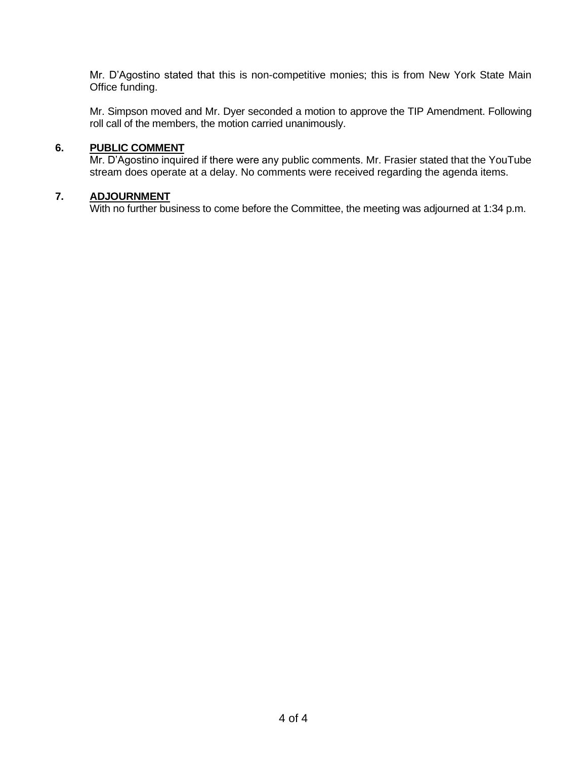Mr. D'Agostino stated that this is non-competitive monies; this is from New York State Main Office funding.

Mr. Simpson moved and Mr. Dyer seconded a motion to approve the TIP Amendment. Following roll call of the members, the motion carried unanimously.

## 6. PUBLIC COMMENT

Mr. D'Agostino inquired if there were any public comments. Mr. Frasier stated that the YouTube stream does operate at a delay. No comments were received regarding the agenda items.

## 7. ADJOURNMENT

With no further business to come before the Committee, the meeting was adjourned at 1:34 p.m.